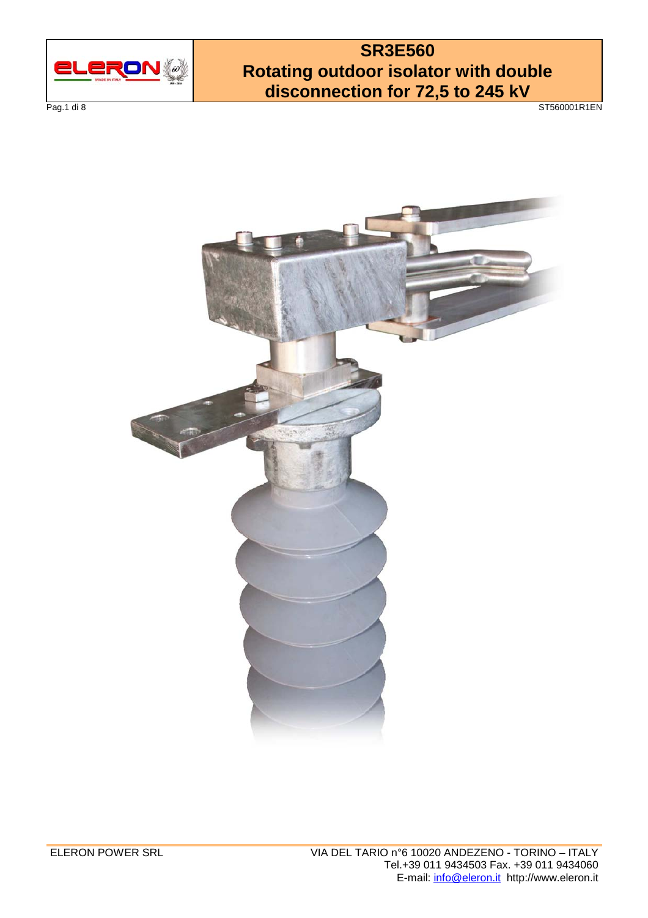# SR3E560
# Rotating outdoor isolator with double disconnection for 72,5 to 245 kV

ELERON POWER SRL

VIA DEL TARIO n°6 10020 ANDEZENO - TORINO – ITALY
Tel.+39 011 9434503 Fax. +39 011 9434060
E-mail: info@eleron.it http://www.eleron.it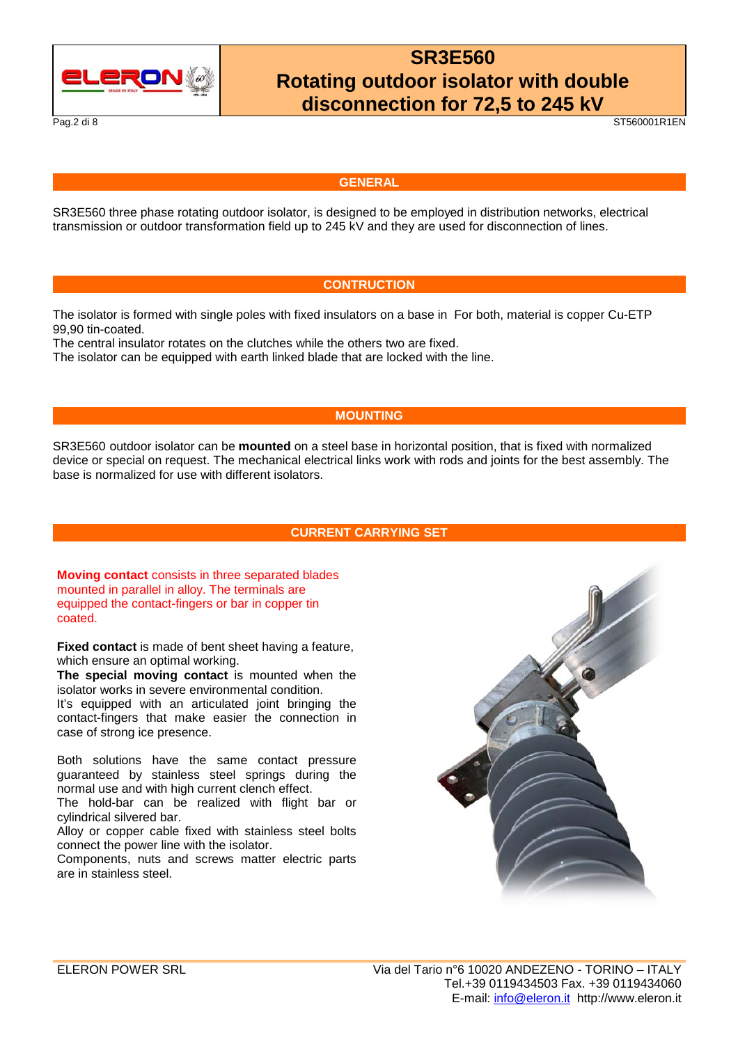## GENERAL

SR3E560 three phase rotating outdoor isolator, is designed to be employed in distribution networks, electrical transmission or outdoor transformation field up to 245 kV and they are used for disconnection of lines.

## CONTRUCTION

The isolator is formed with single poles with fixed insulators on a base in  For both, material is copper Cu-ETP 99,90 tin-coated.
The central insulator rotates on the clutches while the others two are fixed.
The isolator can be equipped with earth linked blade that are locked with the line.

## MOUNTING

SR3E560 outdoor isolator can be **mounted** on a steel base in horizontal position, that is fixed with normalized device or special on request. The mechanical electrical links work with rods and joints for the best assembly. The base is normalized for use with different isolators.

## CURRENT CARRYING SET

**Moving contact** consists in three separated blades mounted in parallel in alloy. The terminals are equipped the contact-fingers or bar in copper tin coated.

**Fixed contact** is made of bent sheet having a feature, which ensure an optimal working.
**The special moving contact** is mounted when the isolator works in severe environmental condition.
It's equipped with an articulated joint bringing the contact-fingers that make easier the connection in case of strong ice presence.

Both solutions have the same contact pressure guaranteed by stainless steel springs during the normal use and with high current clench effect.
The hold-bar can be realized with flight bar or cylindrical silvered bar.
Alloy or copper cable fixed with stainless steel bolts connect the power line with the isolator.
Components, nuts and screws matter electric parts are in stainless steel.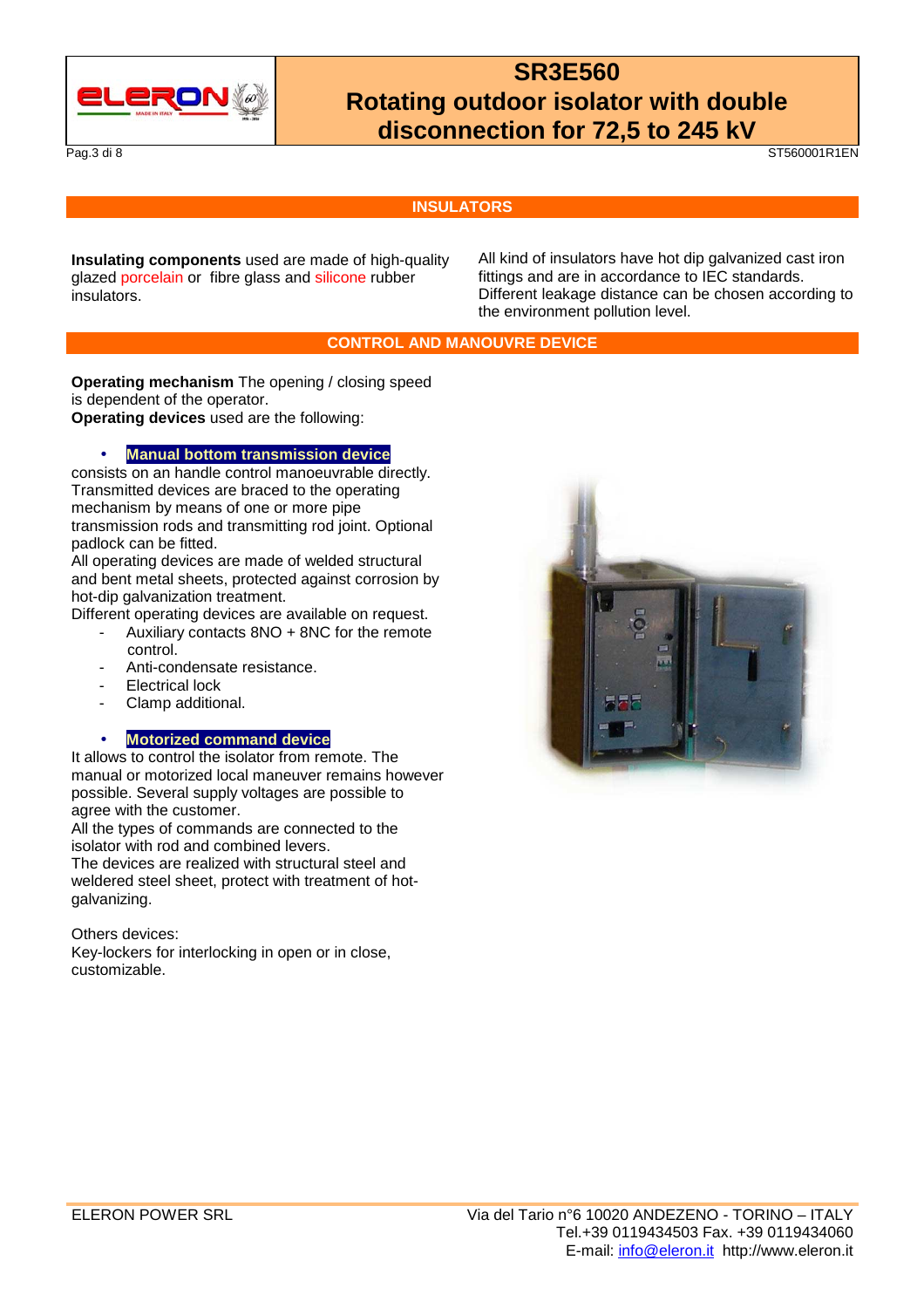## INSULATORS

**Insulating components** used are made of high-quality glazed porcelain or fibre glass and silicone rubber insulators.

All kind of insulators have hot dip galvanized cast iron fittings and are in accordance to IEC standards. Different leakage distance can be chosen according to the environment pollution level.

## CONTROL AND MANOUVRE DEVICE

**Operating mechanism** The opening / closing speed is dependent of the operator.
**Operating devices** used are the following:

- **Manual bottom transmission device**

consists on an handle control manoeuvrable directly. Transmitted devices are braced to the operating mechanism by means of one or more pipe transmission rods and transmitting rod joint. Optional padlock can be fitted.
All operating devices are made of welded structural and bent metal sheets, protected against corrosion by hot-dip galvanization treatment.
Different operating devices are available on request.

- Auxiliary contacts 8NO + 8NC for the remote control.
- Anti-condensate resistance.
- Electrical lock
- Clamp additional.

- **Motorized command device**

It allows to control the isolator from remote. The manual or motorized local maneuver remains however possible. Several supply voltages are possible to agree with the customer.
All the types of commands are connected to the isolator with rod and combined levers.
The devices are realized with structural steel and weldered steel sheet, protect with treatment of hot-galvanizing.

Others devices:
Key-lockers for interlocking in open or in close, customizable.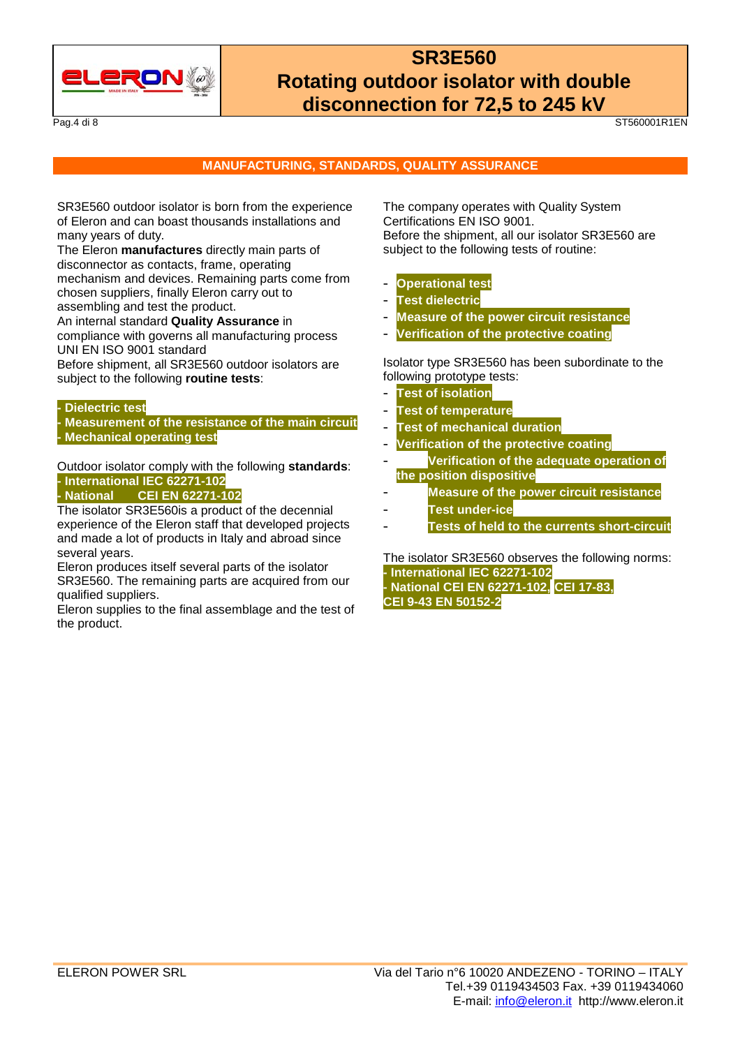## MANUFACTURING, STANDARDS, QUALITY ASSURANCE

SR3E560 outdoor isolator is born from the experience of Eleron and can boast thousands installations and many years of duty.
The Eleron **manufactures** directly main parts of disconnector as contacts, frame, operating mechanism and devices. Remaining parts come from chosen suppliers, finally Eleron carry out to assembling and test the product.
An internal standard **Quality Assurance** in compliance with governs all manufacturing process UNI EN ISO 9001 standard
Before shipment, all SR3E560 outdoor isolators are subject to the following **routine tests**:

**- Dielectric test**
**- Measurement of the resistance of the main circuit**
**- Mechanical operating test**

Outdoor isolator comply with the following **standards**:
**- International IEC 62271-102**
**- National CEI EN 62271-102**

The isolator SR3E560is a product of the decennial experience of the Eleron staff that developed projects and made a lot of products in Italy and abroad since several years.
Eleron produces itself several parts of the isolator SR3E560. The remaining parts are acquired from our qualified suppliers.
Eleron supplies to the final assemblage and the test of the product.

The company operates with Quality System Certifications EN ISO 9001.
Before the shipment, all our isolator SR3E560 are subject to the following tests of routine:

- **Operational test**
- **Test dielectric**
- **Measure of the power circuit resistance**
- **Verification of the protective coating**

Isolator type SR3E560 has been subordinate to the following prototype tests:

- **Test of isolation**
- **Test of temperature**
- **Test of mechanical duration**
- **Verification of the protective coating**
- **Verification of the adequate operation of the position dispositive**
- **Measure of the power circuit resistance**
- **Test under-ice**
- **Tests of held to the currents short-circuit**

The isolator SR3E560 observes the following norms:
**- International IEC 62271-102**
**- National CEI EN 62271-102, CEI 17-83, CEI 9-43 EN 50152-2**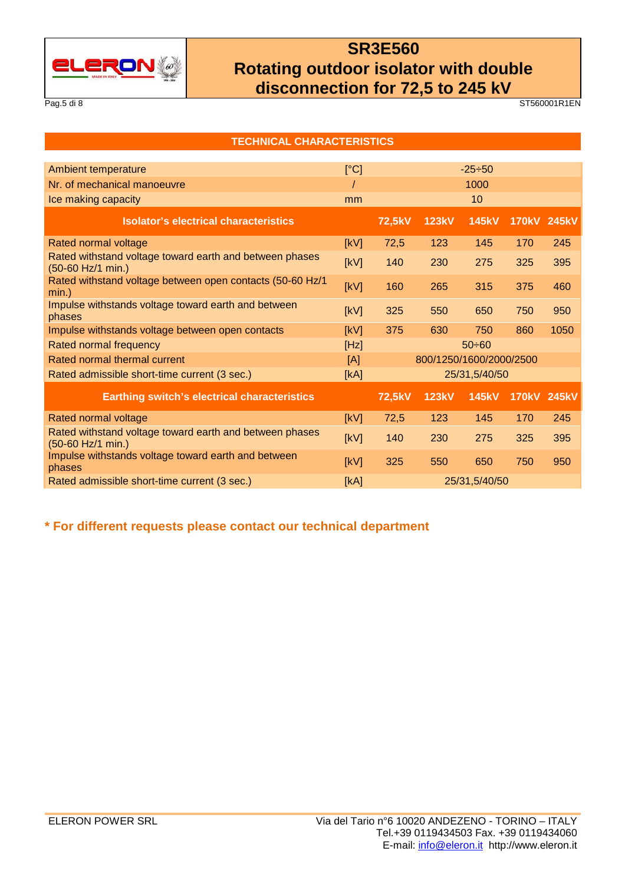## TECHNICAL CHARACTERISTICS

| | | | | | | |
|---|---|---|---|---|---|---|
| Ambient temperature | [°C] | -25÷50 | | | | |
| Nr. of mechanical manoeuvre | / | 1000 | | | | |
| Ice making capacity | mm | 10 | | | | |
| **Isolator's electrical characteristics** | | **72,5kV** | **123kV** | **145kV** | **170kV** | **245kV** |
| Rated normal voltage | [kV] | 72,5 | 123 | 145 | 170 | 245 |
| Rated withstand voltage toward earth and between phases (50-60 Hz/1 min.) | [kV] | 140 | 230 | 275 | 325 | 395 |
| Rated withstand voltage between open contacts (50-60 Hz/1 min.) | [kV] | 160 | 265 | 315 | 375 | 460 |
| Impulse withstands voltage toward earth and between phases | [kV] | 325 | 550 | 650 | 750 | 950 |
| Impulse withstands voltage between open contacts | [kV] | 375 | 630 | 750 | 860 | 1050 |
| Rated normal frequency | [Hz] | 50÷60 | | | | |
| Rated normal thermal current | [A] | 800/1250/1600/2000/2500 | | | | |
| Rated admissible short-time current (3 sec.) | [kA] | 25/31,5/40/50 | | | | |
| **Earthing switch's electrical characteristics** | | **72,5kV** | **123kV** | **145kV** | **170kV** | **245kV** |
| Rated normal voltage | [kV] | 72,5 | 123 | 145 | 170 | 245 |
| Rated withstand voltage toward earth and between phases (50-60 Hz/1 min.) | [kV] | 140 | 230 | 275 | 325 | 395 |
| Impulse withstands voltage toward earth and between phases | [kV] | 325 | 550 | 650 | 750 | 950 |
| Rated admissible short-time current (3 sec.) | [kA] | 25/31,5/40/50 | | | | |

**\* For different requests please contact our technical department**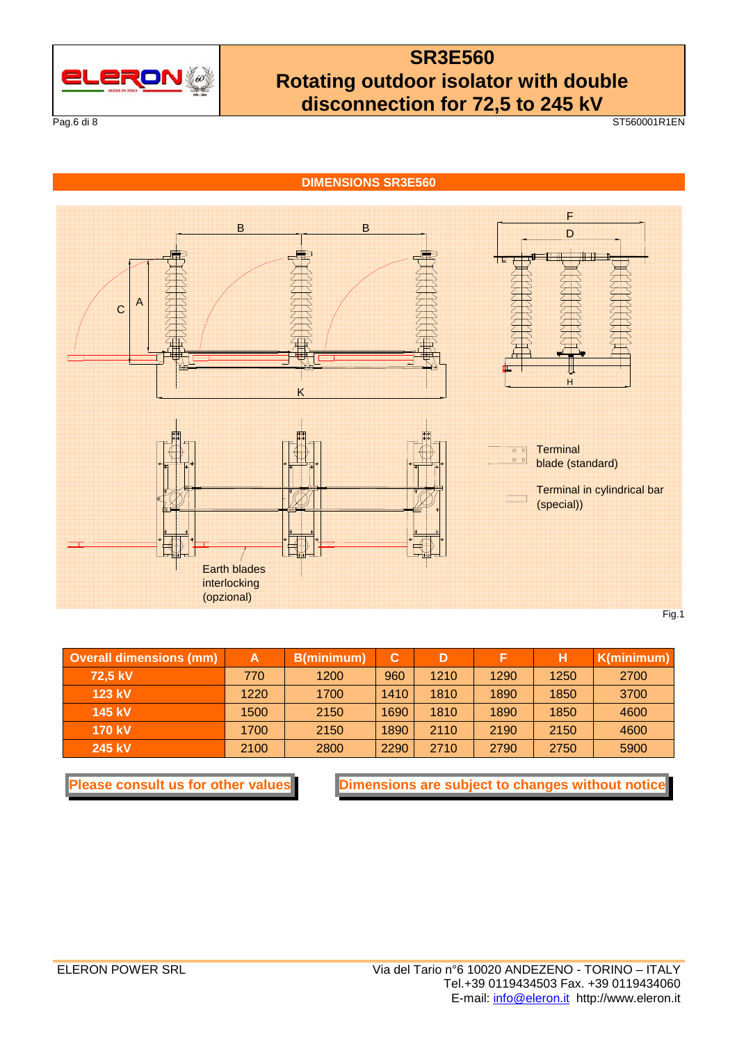## DIMENSIONS SR3E560

Terminal blade (standard)

Terminal in cylindrical bar (special))

Earth blades interlocking (opzional)

Fig.1

| Overall dimensions (mm) | A | B(minimum) | C | D | F | H | K(minimum) |
|---|---|---|---|---|---|---|---|
| 72,5 kV | 770 | 1200 | 960 | 1210 | 1290 | 1250 | 2700 |
| 123 kV | 1220 | 1700 | 1410 | 1810 | 1890 | 1850 | 3700 |
| 145 kV | 1500 | 2150 | 1690 | 1810 | 1890 | 1850 | 4600 |
| 170 kV | 1700 | 2150 | 1890 | 2110 | 2190 | 2150 | 4600 |
| 245 kV | 2100 | 2800 | 2290 | 2710 | 2790 | 2750 | 5900 |

**Please consult us for other values**

**Dimensions are subject to changes without notice**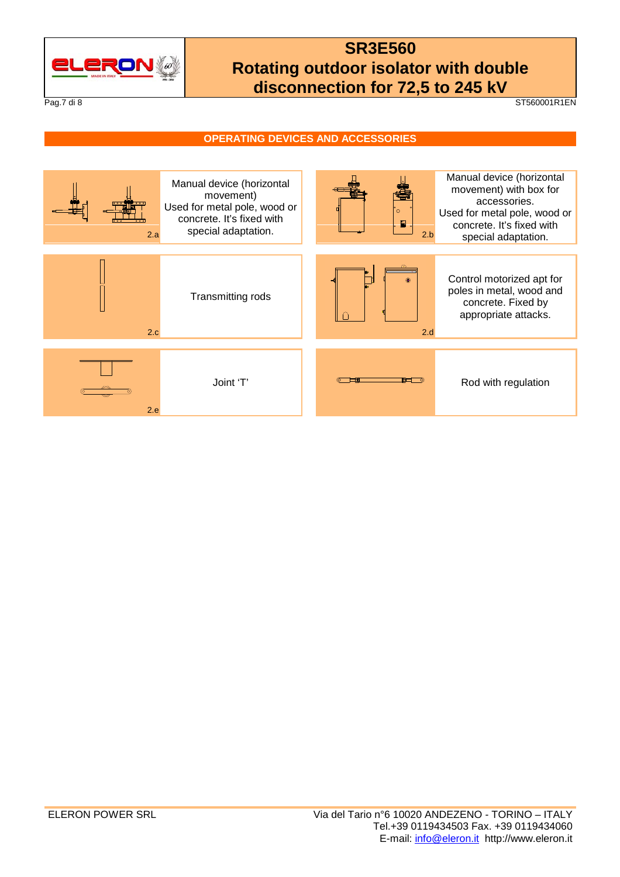## OPERATING DEVICES AND ACCESSORIES

| | | | |
|---|---|---|---|
| 2.a | Manual device (horizontal movement) Used for metal pole, wood or concrete. It's fixed with special adaptation. | 2.b | Manual device (horizontal movement) with box for accessories. Used for metal pole, wood or concrete. It's fixed with special adaptation. |
| 2.c | Transmitting rods | 2.d | Control motorized apt for poles in metal, wood and concrete. Fixed by appropriate attacks. |
| 2.e | Joint 'T' | | Rod with regulation |

ELERON POWER SRL

Via del Tario n°6 10020 ANDEZENO - TORINO – ITALY
Tel.+39 0119434503 Fax. +39 0119434060
E-mail: info@eleron.it http://www.eleron.it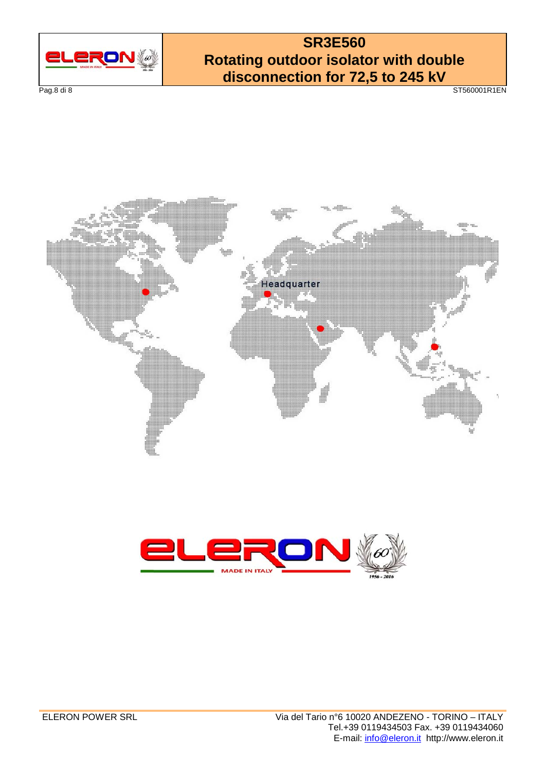Headquarter

ELERON POWER SRL

Via del Tario n°6 10020 ANDEZENO - TORINO – ITALY
Tel.+39 0119434503 Fax. +39 0119434060
E-mail: info@eleron.it http://www.eleron.it